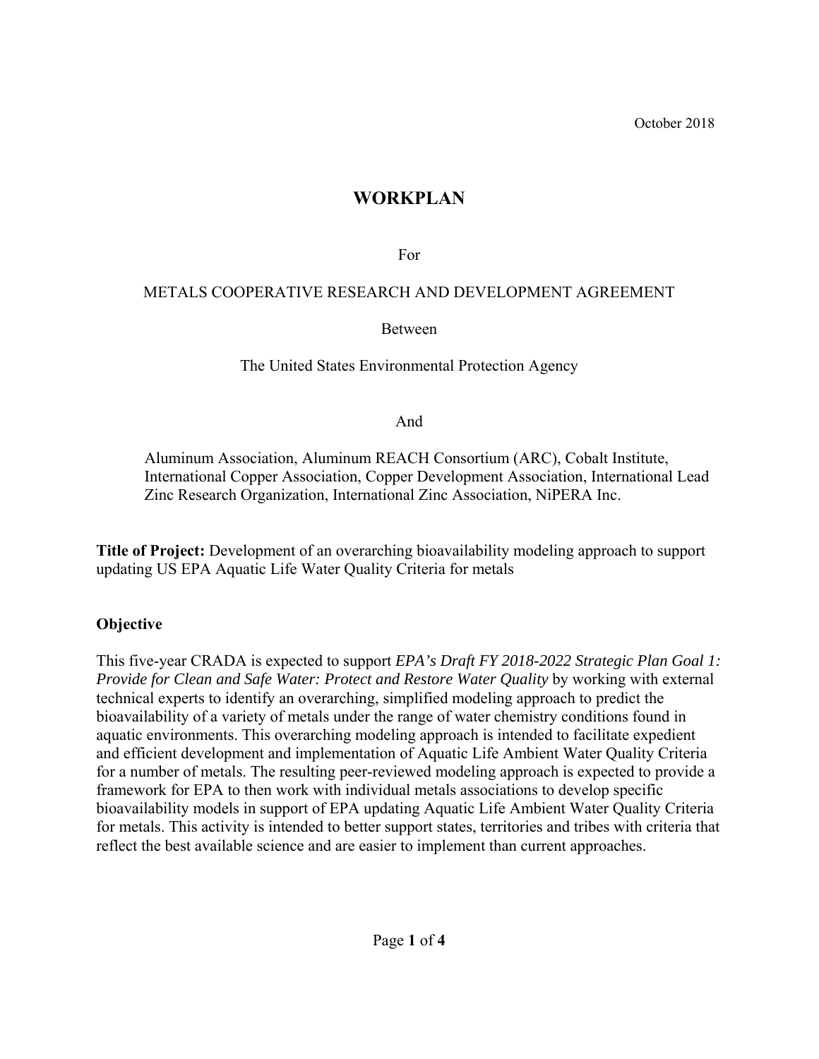October 2018

# WORKPLAN

For

METALS COOPERATIVE RESEARCH AND DEVELOPMENT AGREEMENT

Between

The United States Environmental Protection Agency

And

Aluminum Association, Aluminum REACH Consortium (ARC), Cobalt Institute, International Copper Association, Copper Development Association, International Lead Zinc Research Organization, International Zinc Association, NiPERA Inc.

**Title of Project:** Development of an overarching bioavailability modeling approach to support updating US EPA Aquatic Life Water Quality Criteria for metals

## Objective

This five-year CRADA is expected to support *EPA's Draft FY 2018-2022 Strategic Plan Goal 1: Provide for Clean and Safe Water: Protect and Restore Water Quality* by working with external technical experts to identify an overarching, simplified modeling approach to predict the bioavailability of a variety of metals under the range of water chemistry conditions found in aquatic environments. This overarching modeling approach is intended to facilitate expedient and efficient development and implementation of Aquatic Life Ambient Water Quality Criteria for a number of metals. The resulting peer-reviewed modeling approach is expected to provide a framework for EPA to then work with individual metals associations to develop specific bioavailability models in support of EPA updating Aquatic Life Ambient Water Quality Criteria for metals. This activity is intended to better support states, territories and tribes with criteria that reflect the best available science and are easier to implement than current approaches.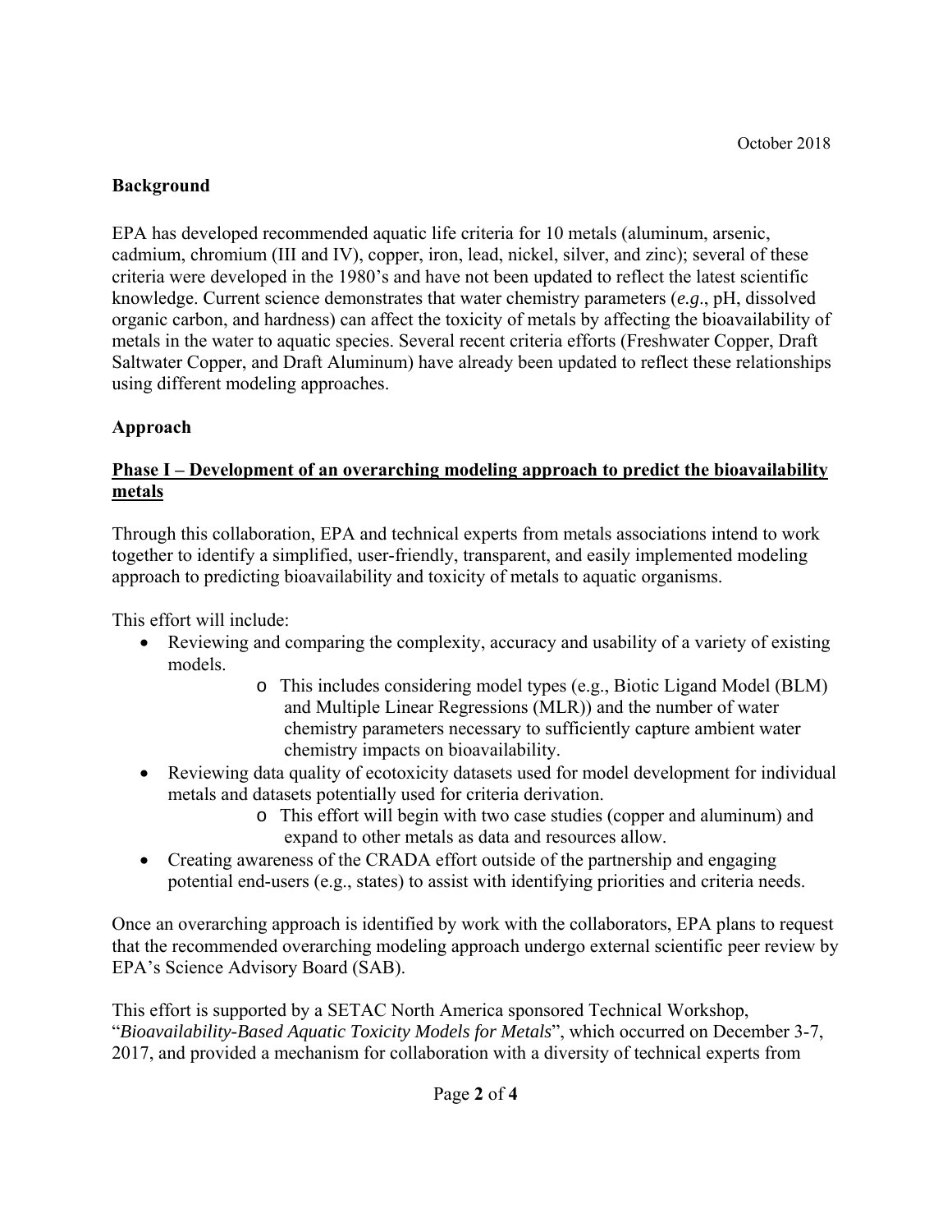October 2018

**Background**

EPA has developed recommended aquatic life criteria for 10 metals (aluminum, arsenic, cadmium, chromium (III and IV), copper, iron, lead, nickel, silver, and zinc); several of these criteria were developed in the 1980's and have not been updated to reflect the latest scientific knowledge. Current science demonstrates that water chemistry parameters (*e.g*., pH, dissolved organic carbon, and hardness) can affect the toxicity of metals by affecting the bioavailability of metals in the water to aquatic species. Several recent criteria efforts (Freshwater Copper, Draft Saltwater Copper, and Draft Aluminum) have already been updated to reflect these relationships using different modeling approaches.

**Approach**

**Phase I – Development of an overarching modeling approach to predict the bioavailability metals**

Through this collaboration, EPA and technical experts from metals associations intend to work together to identify a simplified, user-friendly, transparent, and easily implemented modeling approach to predicting bioavailability and toxicity of metals to aquatic organisms.

This effort will include:

- Reviewing and comparing the complexity, accuracy and usability of a variety of existing models.
  - This includes considering model types (e.g., Biotic Ligand Model (BLM) and Multiple Linear Regressions (MLR)) and the number of water chemistry parameters necessary to sufficiently capture ambient water chemistry impacts on bioavailability.
- Reviewing data quality of ecotoxicity datasets used for model development for individual metals and datasets potentially used for criteria derivation.
  - This effort will begin with two case studies (copper and aluminum) and expand to other metals as data and resources allow.
- Creating awareness of the CRADA effort outside of the partnership and engaging potential end-users (e.g., states) to assist with identifying priorities and criteria needs.

Once an overarching approach is identified by work with the collaborators, EPA plans to request that the recommended overarching modeling approach undergo external scientific peer review by EPA's Science Advisory Board (SAB).

This effort is supported by a SETAC North America sponsored Technical Workshop, "*Bioavailability-Based Aquatic Toxicity Models for Metals*", which occurred on December 3-7, 2017, and provided a mechanism for collaboration with a diversity of technical experts from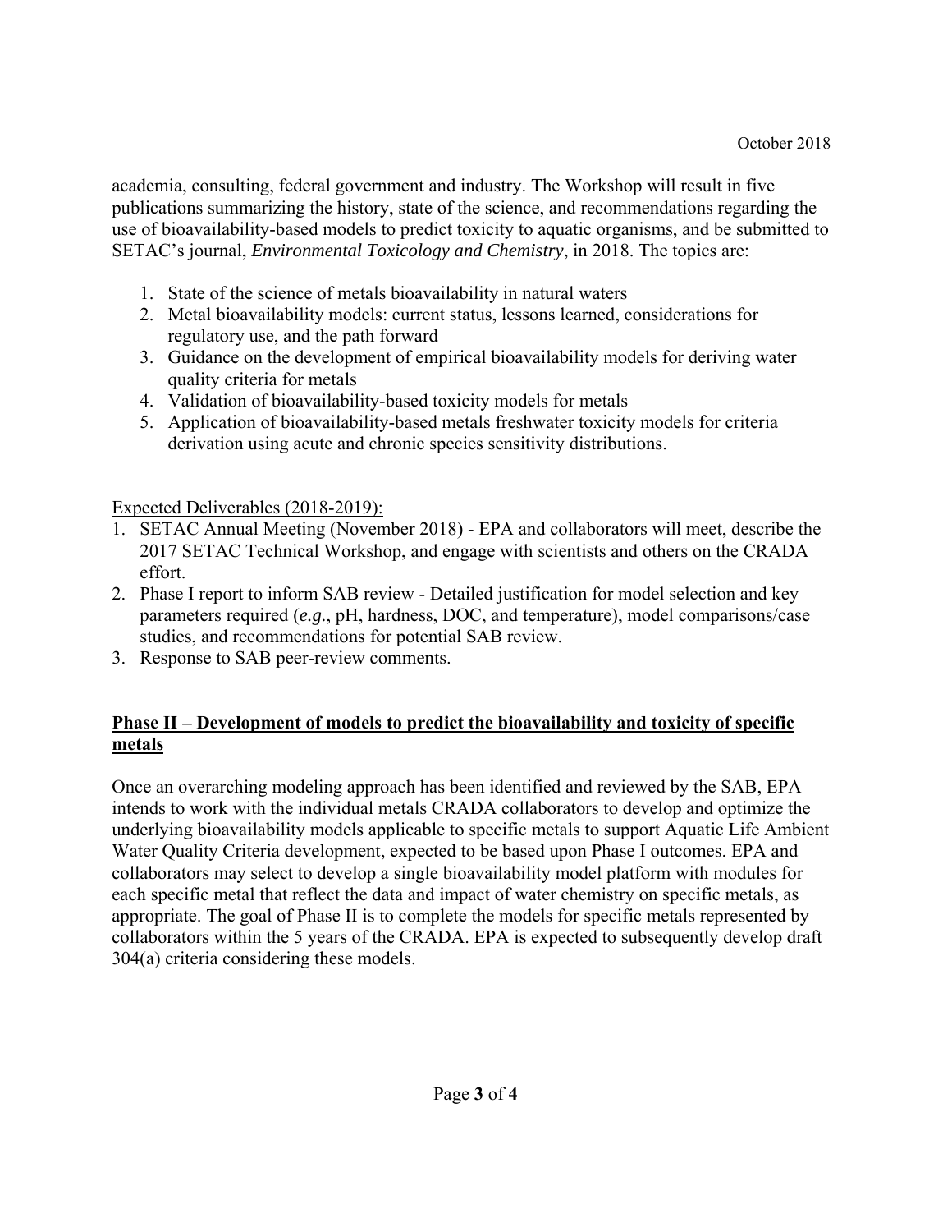academia, consulting, federal government and industry. The Workshop will result in five publications summarizing the history, state of the science, and recommendations regarding the use of bioavailability-based models to predict toxicity to aquatic organisms, and be submitted to SETAC's journal, *Environmental Toxicology and Chemistry*, in 2018. The topics are:

1. State of the science of metals bioavailability in natural waters
2. Metal bioavailability models: current status, lessons learned, considerations for regulatory use, and the path forward
3. Guidance on the development of empirical bioavailability models for deriving water quality criteria for metals
4. Validation of bioavailability-based toxicity models for metals
5. Application of bioavailability-based metals freshwater toxicity models for criteria derivation using acute and chronic species sensitivity distributions.

Expected Deliverables (2018-2019):

1. SETAC Annual Meeting (November 2018) - EPA and collaborators will meet, describe the 2017 SETAC Technical Workshop, and engage with scientists and others on the CRADA effort.
2. Phase I report to inform SAB review - Detailed justification for model selection and key parameters required (*e.g.*, pH, hardness, DOC, and temperature), model comparisons/case studies, and recommendations for potential SAB review.
3. Response to SAB peer-review comments.

## Phase II – Development of models to predict the bioavailability and toxicity of specific metals

Once an overarching modeling approach has been identified and reviewed by the SAB, EPA intends to work with the individual metals CRADA collaborators to develop and optimize the underlying bioavailability models applicable to specific metals to support Aquatic Life Ambient Water Quality Criteria development, expected to be based upon Phase I outcomes. EPA and collaborators may select to develop a single bioavailability model platform with modules for each specific metal that reflect the data and impact of water chemistry on specific metals, as appropriate. The goal of Phase II is to complete the models for specific metals represented by collaborators within the 5 years of the CRADA. EPA is expected to subsequently develop draft 304(a) criteria considering these models.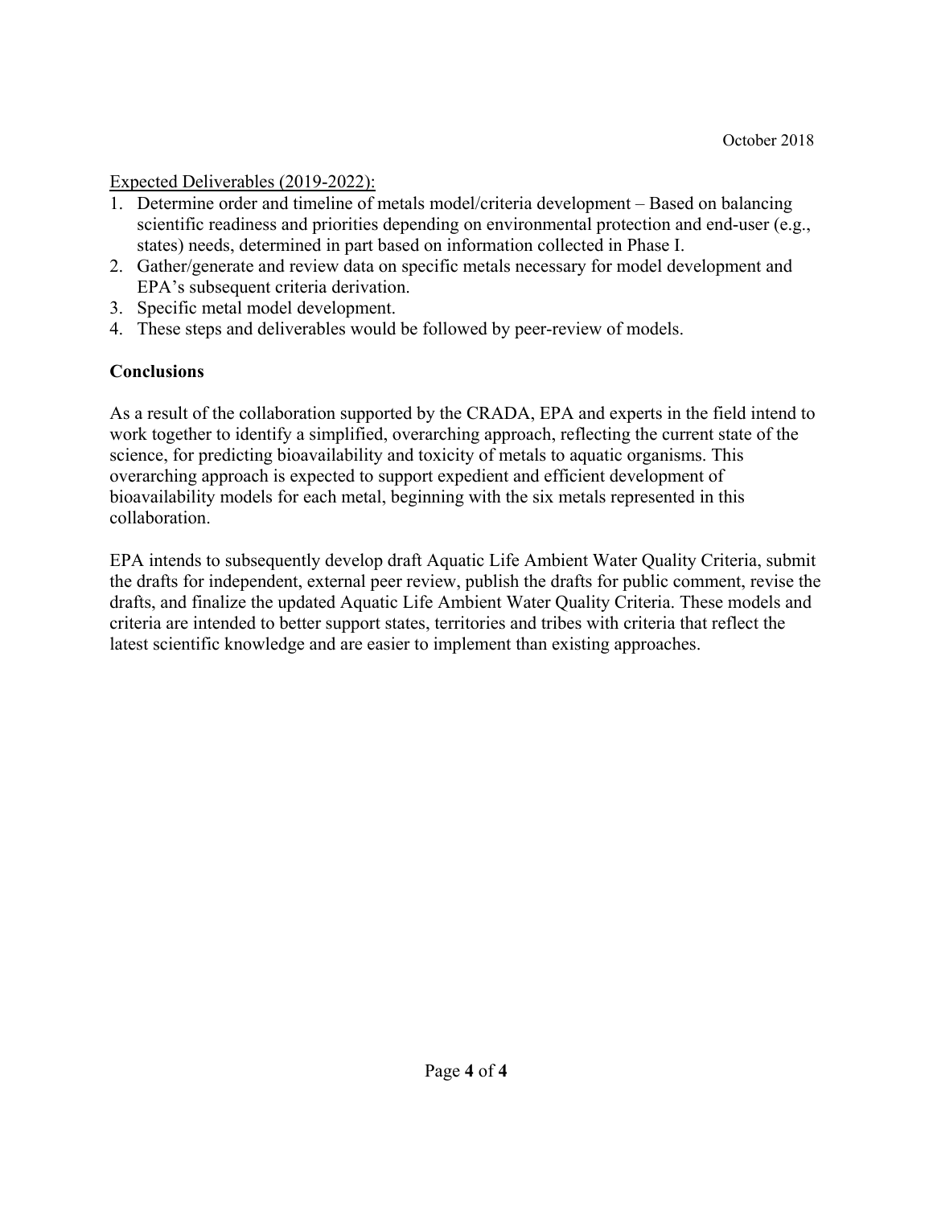Expected Deliverables (2019-2022):

1. Determine order and timeline of metals model/criteria development – Based on balancing scientific readiness and priorities depending on environmental protection and end-user (e.g., states) needs, determined in part based on information collected in Phase I.
2. Gather/generate and review data on specific metals necessary for model development and EPA's subsequent criteria derivation.
3. Specific metal model development.
4. These steps and deliverables would be followed by peer-review of models.

**Conclusions**

As a result of the collaboration supported by the CRADA, EPA and experts in the field intend to work together to identify a simplified, overarching approach, reflecting the current state of the science, for predicting bioavailability and toxicity of metals to aquatic organisms. This overarching approach is expected to support expedient and efficient development of bioavailability models for each metal, beginning with the six metals represented in this collaboration.

EPA intends to subsequently develop draft Aquatic Life Ambient Water Quality Criteria, submit the drafts for independent, external peer review, publish the drafts for public comment, revise the drafts, and finalize the updated Aquatic Life Ambient Water Quality Criteria. These models and criteria are intended to better support states, territories and tribes with criteria that reflect the latest scientific knowledge and are easier to implement than existing approaches.